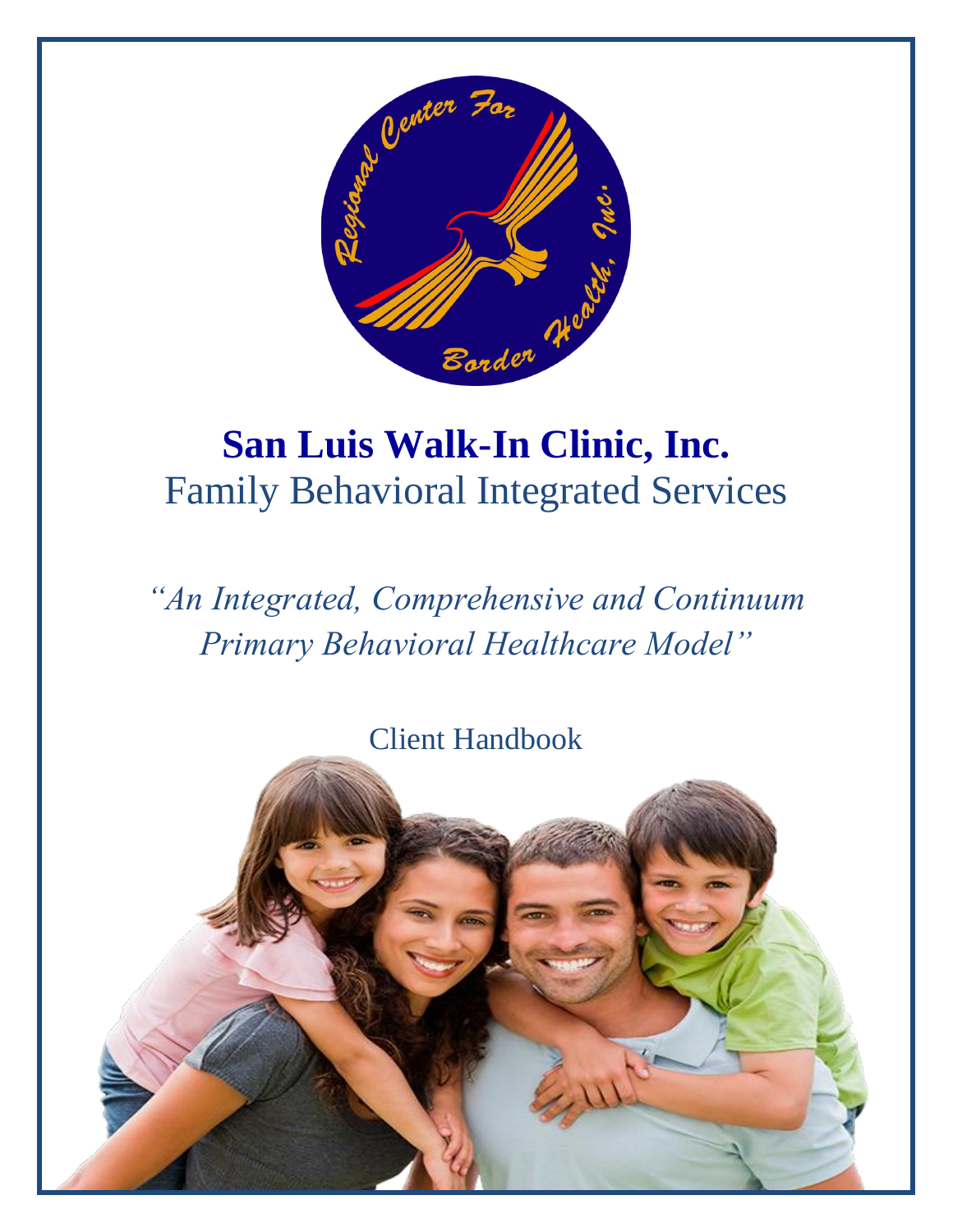# San Luis Walk-In Clinic, Inc.

## Family Behavioral Integrated Services

*"An Integrated, Comprehensive and Continuum Primary Behavioral Healthcare Model"*

Client Handbook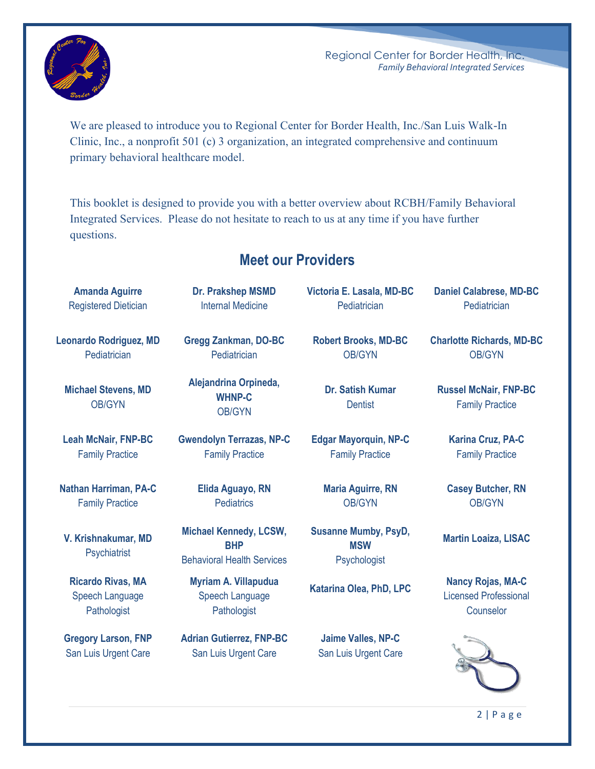We are pleased to introduce you to Regional Center for Border Health, Inc./San Luis Walk-In Clinic, Inc., a nonprofit 501 (c) 3 organization, an integrated comprehensive and continuum primary behavioral healthcare model.

This booklet is designed to provide you with a better overview about RCBH/Family Behavioral Integrated Services. Please do not hesitate to reach to us at any time if you have further questions.

## Meet our Providers

**Amanda Aguirre**
Registered Dietician

**Dr. Prakshep MSMD**
Internal Medicine

**Victoria E. Lasala, MD-BC**
Pediatrician

**Daniel Calabrese, MD-BC**
Pediatrician

**Leonardo Rodriguez, MD**
Pediatrician

**Gregg Zankman, DO-BC**
Pediatrician

**Robert Brooks, MD-BC**
OB/GYN

**Charlotte Richards, MD-BC**
OB/GYN

**Michael Stevens, MD**
OB/GYN

**Alejandrina Orpineda, WHNP-C**
OB/GYN

**Dr. Satish Kumar**
Dentist

**Russel McNair, FNP-BC**
Family Practice

**Leah McNair, FNP-BC**
Family Practice

**Gwendolyn Terrazas, NP-C**
Family Practice

**Edgar Mayorquin, NP-C**
Family Practice

**Karina Cruz, PA-C**
Family Practice

**Nathan Harriman, PA-C**
Family Practice

**Elida Aguayo, RN**
Pediatrics

**Maria Aguirre, RN**
OB/GYN

**Casey Butcher, RN**
OB/GYN

**V. Krishnakumar, MD**
Psychiatrist

**Michael Kennedy, LCSW, BHP**
Behavioral Health Services

**Susanne Mumby, PsyD, MSW**
Psychologist

**Martin Loaiza, LISAC**

**Ricardo Rivas, MA**
Speech Language Pathologist

**Myriam A. Villapudua**
Speech Language Pathologist

**Katarina Olea, PhD, LPC**

**Nancy Rojas, MA-C**
Licensed Professional Counselor

**Gregory Larson, FNP**
San Luis Urgent Care

**Adrian Gutierrez, FNP-BC**
San Luis Urgent Care

**Jaime Valles, NP-C**
San Luis Urgent Care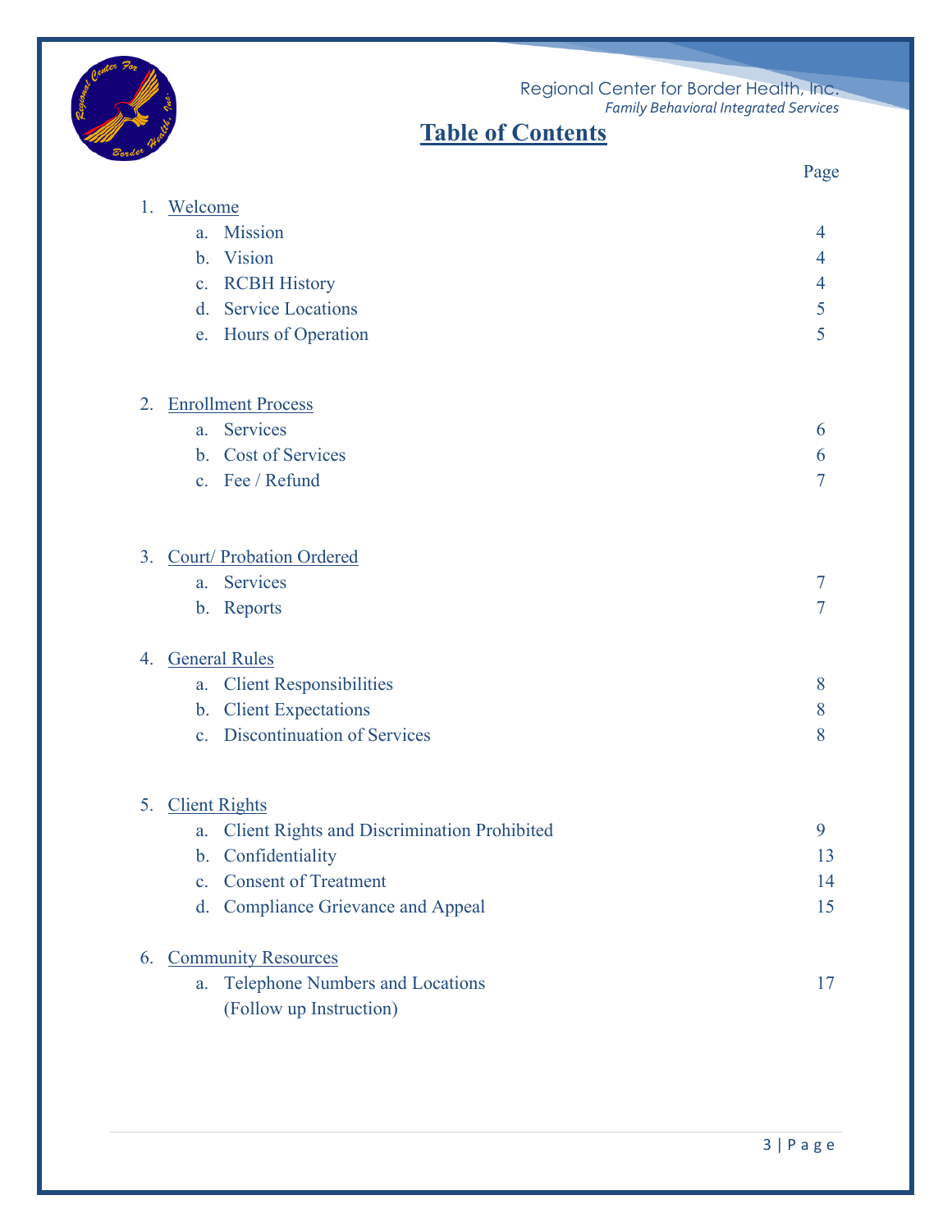# Table of Contents

| | Page |
|---|---|
| 1. Welcome | |
| a. Mission | 4 |
| b. Vision | 4 |
| c. RCBH History | 4 |
| d. Service Locations | 5 |
| e. Hours of Operation | 5 |
| 2. Enrollment Process | |
| a. Services | 6 |
| b. Cost of Services | 6 |
| c. Fee / Refund | 7 |
| 3. Court/ Probation Ordered | |
| a. Services | 7 |
| b. Reports | 7 |
| 4. General Rules | |
| a. Client Responsibilities | 8 |
| b. Client Expectations | 8 |
| c. Discontinuation of Services | 8 |
| 5. Client Rights | |
| a. Client Rights and Discrimination Prohibited | 9 |
| b. Confidentiality | 13 |
| c. Consent of Treatment | 14 |
| d. Compliance Grievance and Appeal | 15 |
| 6. Community Resources | |
| a. Telephone Numbers and Locations (Follow up Instruction) | 17 |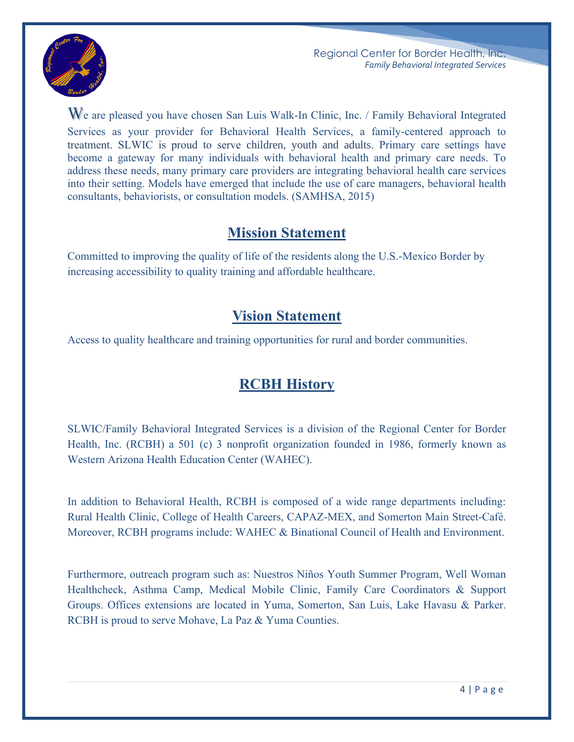We are pleased you have chosen San Luis Walk-In Clinic, Inc. / Family Behavioral Integrated Services as your provider for Behavioral Health Services, a family-centered approach to treatment. SLWIC is proud to serve children, youth and adults. Primary care settings have become a gateway for many individuals with behavioral health and primary care needs. To address these needs, many primary care providers are integrating behavioral health care services into their setting. Models have emerged that include the use of care managers, behavioral health consultants, behaviorists, or consultation models. (SAMHSA, 2015)

## Mission Statement

Committed to improving the quality of life of the residents along the U.S.-Mexico Border by increasing accessibility to quality training and affordable healthcare.

## Vision Statement

Access to quality healthcare and training opportunities for rural and border communities.

## RCBH History

SLWIC/Family Behavioral Integrated Services is a division of the Regional Center for Border Health, Inc. (RCBH) a 501 (c) 3 nonprofit organization founded in 1986, formerly known as Western Arizona Health Education Center (WAHEC).

In addition to Behavioral Health, RCBH is composed of a wide range departments including: Rural Health Clinic, College of Health Careers, CAPAZ-MEX, and Somerton Main Street-Café. Moreover, RCBH programs include: WAHEC & Binational Council of Health and Environment.

Furthermore, outreach program such as: Nuestros Niños Youth Summer Program, Well Woman Healthcheck, Asthma Camp, Medical Mobile Clinic, Family Care Coordinators & Support Groups. Offices extensions are located in Yuma, Somerton, San Luis, Lake Havasu & Parker. RCBH is proud to serve Mohave, La Paz & Yuma Counties.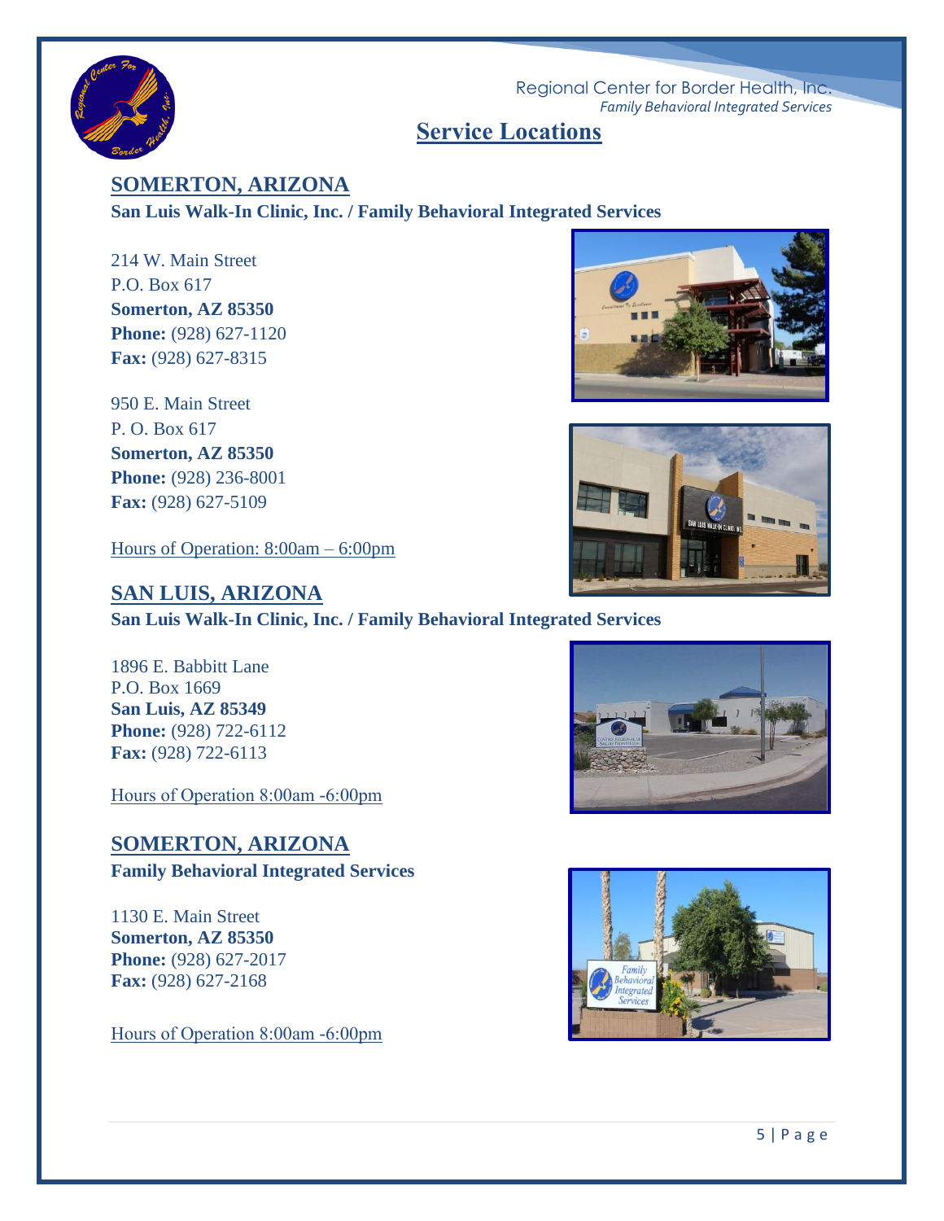## Service Locations

### SOMERTON, ARIZONA

**San Luis Walk-In Clinic, Inc. / Family Behavioral Integrated Services**

214 W. Main Street
P.O. Box 617
**Somerton, AZ 85350**
**Phone:** (928) 627-1120
**Fax:** (928) 627-8315

950 E. Main Street
P. O. Box 617
**Somerton, AZ 85350**
**Phone:** (928) 236-8001
**Fax:** (928) 627-5109

Hours of Operation: 8:00am – 6:00pm

### SAN LUIS, ARIZONA

**San Luis Walk-In Clinic, Inc. / Family Behavioral Integrated Services**

1896 E. Babbitt Lane
P.O. Box 1669
**San Luis, AZ 85349**
**Phone:** (928) 722-6112
**Fax:** (928) 722-6113

Hours of Operation 8:00am -6:00pm

### SOMERTON, ARIZONA

**Family Behavioral Integrated Services**

1130 E. Main Street
**Somerton, AZ 85350**
**Phone:** (928) 627-2017
**Fax:** (928) 627-2168

Hours of Operation 8:00am -6:00pm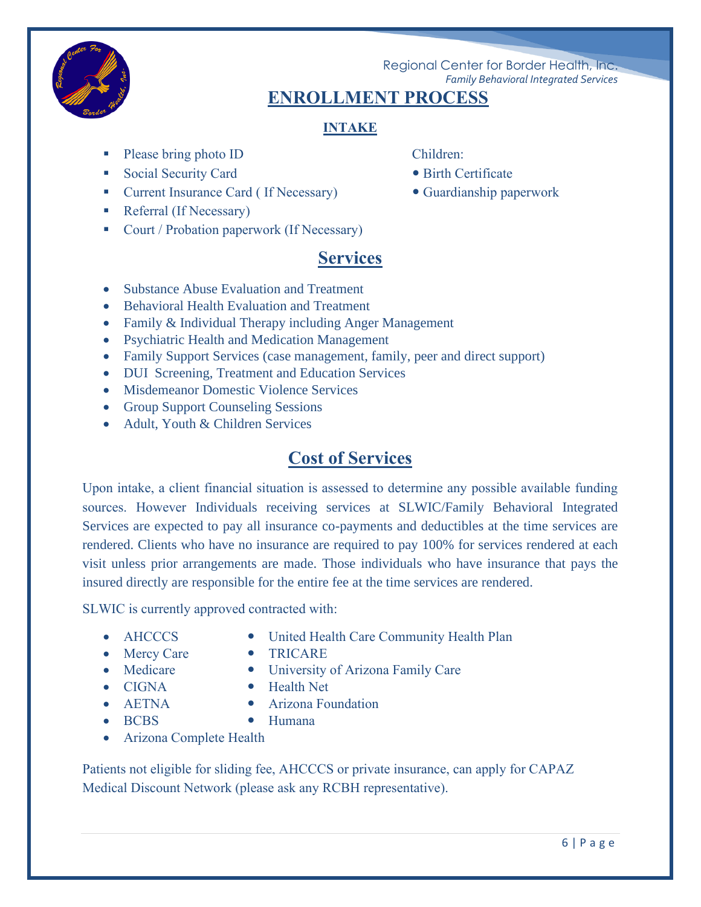Regional Center for Border Health, Inc.
*Family Behavioral Integrated Services*

# ENROLLMENT PROCESS

## INTAKE

- Please bring photo ID
- Social Security Card
- Current Insurance Card ( If Necessary)
- Referral (If Necessary)
- Court / Probation paperwork (If Necessary)

Children:

- Birth Certificate
- Guardianship paperwork

## Services

- Substance Abuse Evaluation and Treatment
- Behavioral Health Evaluation and Treatment
- Family & Individual Therapy including Anger Management
- Psychiatric Health and Medication Management
- Family Support Services (case management, family, peer and direct support)
- DUI Screening, Treatment and Education Services
- Misdemeanor Domestic Violence Services
- Group Support Counseling Sessions
- Adult, Youth & Children Services

## Cost of Services

Upon intake, a client financial situation is assessed to determine any possible available funding sources. However Individuals receiving services at SLWIC/Family Behavioral Integrated Services are expected to pay all insurance co-payments and deductibles at the time services are rendered. Clients who have no insurance are required to pay 100% for services rendered at each visit unless prior arrangements are made. Those individuals who have insurance that pays the insured directly are responsible for the entire fee at the time services are rendered.

SLWIC is currently approved contracted with:

- AHCCCS
- Mercy Care
- Medicare
- CIGNA
- AETNA
- BCBS
- Arizona Complete Health
- United Health Care Community Health Plan
- TRICARE
- University of Arizona Family Care
- Health Net
- Arizona Foundation
- Humana

Patients not eligible for sliding fee, AHCCCS or private insurance, can apply for CAPAZ Medical Discount Network (please ask any RCBH representative).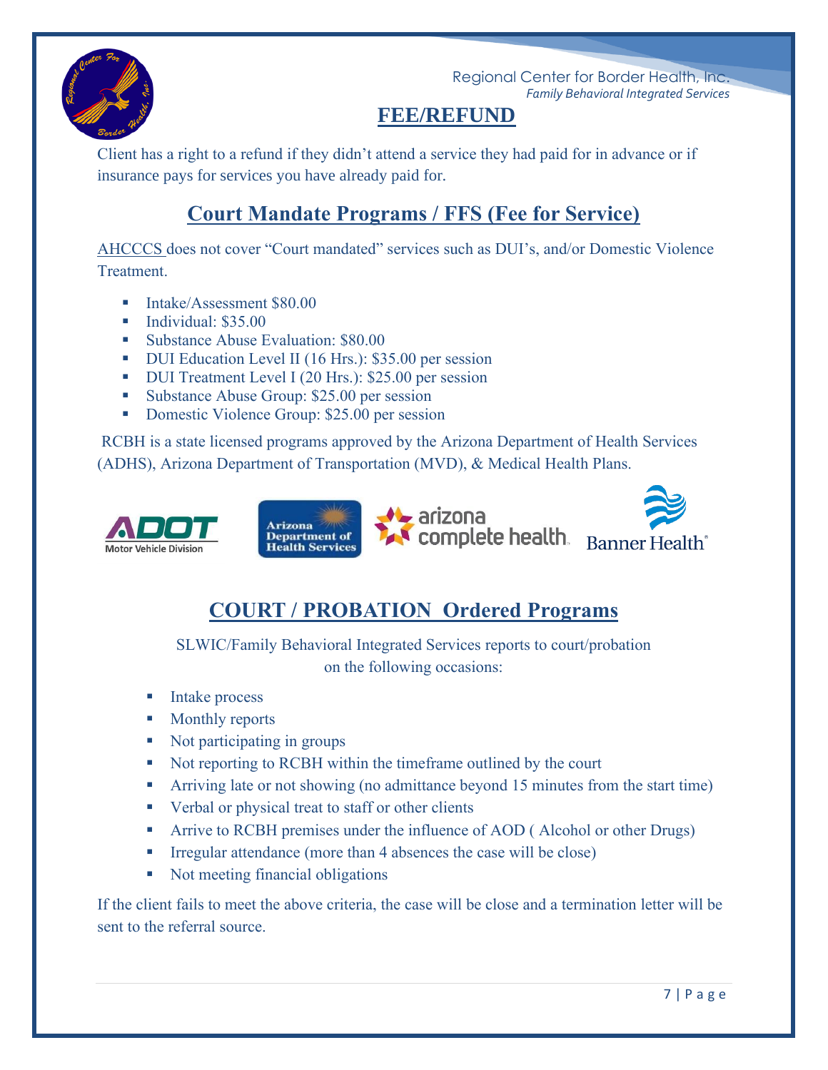## FEE/REFUND

Client has a right to a refund if they didn't attend a service they had paid for in advance or if insurance pays for services you have already paid for.

## Court Mandate Programs / FFS (Fee for Service)

AHCCCS does not cover "Court mandated" services such as DUI's, and/or Domestic Violence Treatment.

- Intake/Assessment $80.00
- Individual: $35.00
- Substance Abuse Evaluation: $80.00
- DUI Education Level II (16 Hrs.): $35.00 per session
- DUI Treatment Level I (20 Hrs.): $25.00 per session
- Substance Abuse Group: $25.00 per session
- Domestic Violence Group: $25.00 per session

RCBH is a state licensed programs approved by the Arizona Department of Health Services (ADHS), Arizona Department of Transportation (MVD), & Medical Health Plans.

## COURT / PROBATION Ordered Programs

SLWIC/Family Behavioral Integrated Services reports to court/probation on the following occasions:

- Intake process
- Monthly reports
- Not participating in groups
- Not reporting to RCBH within the timeframe outlined by the court
- Arriving late or not showing (no admittance beyond 15 minutes from the start time)
- Verbal or physical treat to staff or other clients
- Arrive to RCBH premises under the influence of AOD ( Alcohol or other Drugs)
- Irregular attendance (more than 4 absences the case will be close)
- Not meeting financial obligations

If the client fails to meet the above criteria, the case will be close and a termination letter will be sent to the referral source.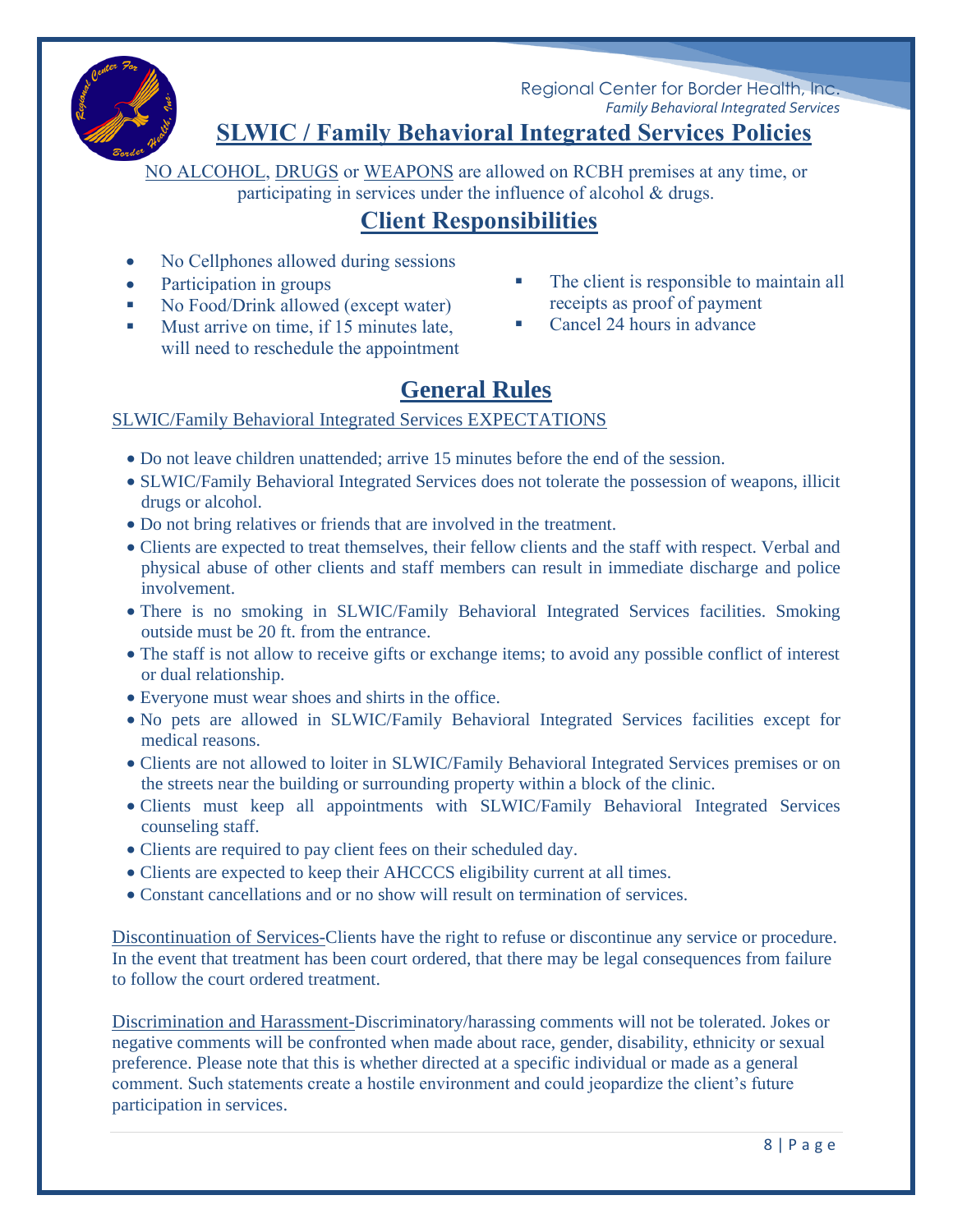Regional Center for Border Health, Inc.
*Family Behavioral Integrated Services*

# SLWIC / Family Behavioral Integrated Services Policies

NO ALCOHOL, DRUGS or WEAPONS are allowed on RCBH premises at any time, or participating in services under the influence of alcohol & drugs.

## Client Responsibilities

- No Cellphones allowed during sessions
- Participation in groups
- No Food/Drink allowed (except water)
- Must arrive on time, if 15 minutes late, will need to reschedule the appointment
- The client is responsible to maintain all receipts as proof of payment
- Cancel 24 hours in advance

## General Rules

SLWIC/Family Behavioral Integrated Services EXPECTATIONS

- Do not leave children unattended; arrive 15 minutes before the end of the session.
- SLWIC/Family Behavioral Integrated Services does not tolerate the possession of weapons, illicit drugs or alcohol.
- Do not bring relatives or friends that are involved in the treatment.
- Clients are expected to treat themselves, their fellow clients and the staff with respect. Verbal and physical abuse of other clients and staff members can result in immediate discharge and police involvement.
- There is no smoking in SLWIC/Family Behavioral Integrated Services facilities. Smoking outside must be 20 ft. from the entrance.
- The staff is not allow to receive gifts or exchange items; to avoid any possible conflict of interest or dual relationship.
- Everyone must wear shoes and shirts in the office.
- No pets are allowed in SLWIC/Family Behavioral Integrated Services facilities except for medical reasons.
- Clients are not allowed to loiter in SLWIC/Family Behavioral Integrated Services premises or on the streets near the building or surrounding property within a block of the clinic.
- Clients must keep all appointments with SLWIC/Family Behavioral Integrated Services counseling staff.
- Clients are required to pay client fees on their scheduled day.
- Clients are expected to keep their AHCCCS eligibility current at all times.
- Constant cancellations and or no show will result on termination of services.

Discontinuation of Services-Clients have the right to refuse or discontinue any service or procedure. In the event that treatment has been court ordered, that there may be legal consequences from failure to follow the court ordered treatment.

Discrimination and Harassment-Discriminatory/harassing comments will not be tolerated. Jokes or negative comments will be confronted when made about race, gender, disability, ethnicity or sexual preference. Please note that this is whether directed at a specific individual or made as a general comment. Such statements create a hostile environment and could jeopardize the client's future participation in services.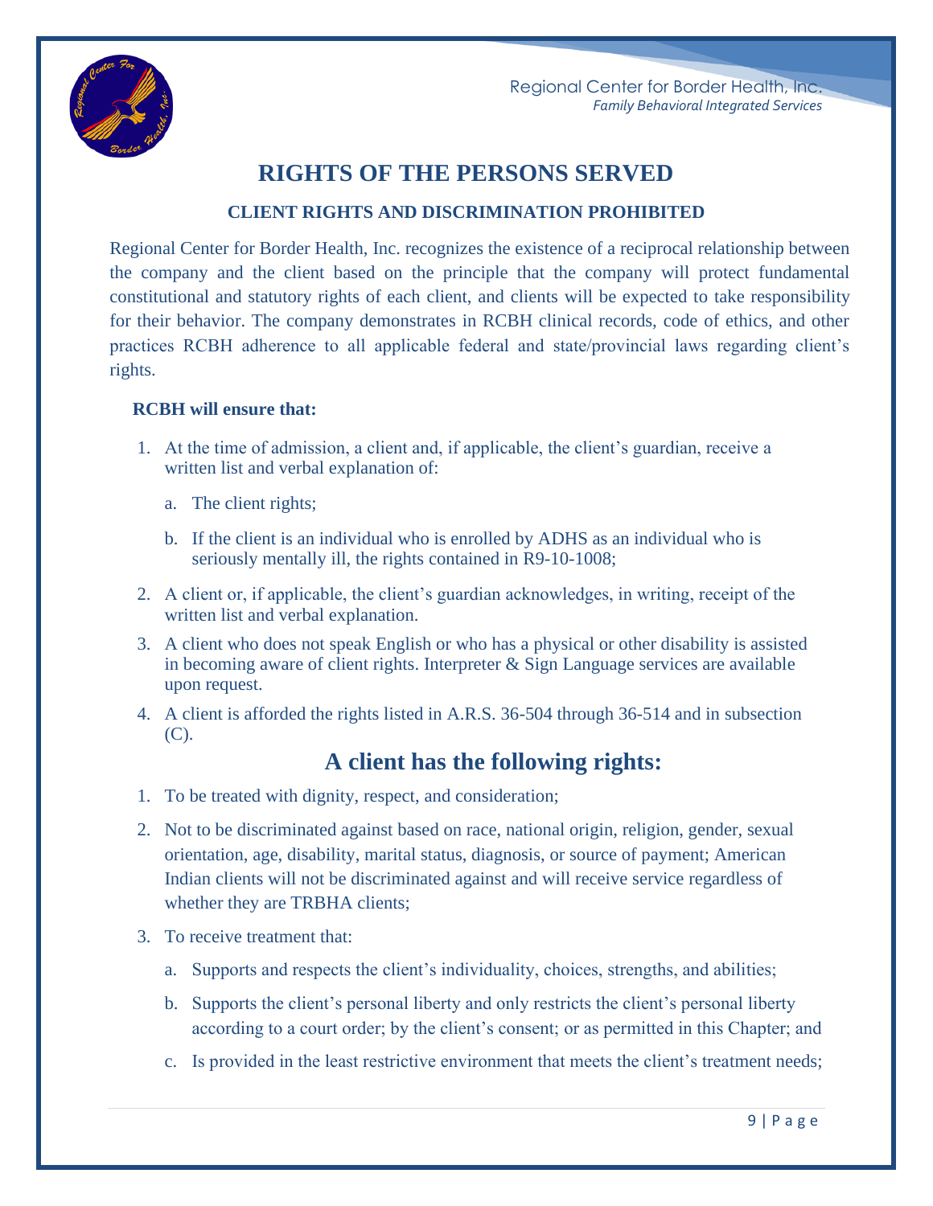# RIGHTS OF THE PERSONS SERVED

## CLIENT RIGHTS AND DISCRIMINATION PROHIBITED

Regional Center for Border Health, Inc. recognizes the existence of a reciprocal relationship between the company and the client based on the principle that the company will protect fundamental constitutional and statutory rights of each client, and clients will be expected to take responsibility for their behavior. The company demonstrates in RCBH clinical records, code of ethics, and other practices RCBH adherence to all applicable federal and state/provincial laws regarding client's rights.

**RCBH will ensure that:**

1. At the time of admission, a client and, if applicable, the client's guardian, receive a written list and verbal explanation of:
   a. The client rights;
   b. If the client is an individual who is enrolled by ADHS as an individual who is seriously mentally ill, the rights contained in R9-10-1008;
2. A client or, if applicable, the client's guardian acknowledges, in writing, receipt of the written list and verbal explanation.
3. A client who does not speak English or who has a physical or other disability is assisted in becoming aware of client rights. Interpreter & Sign Language services are available upon request.
4. A client is afforded the rights listed in A.R.S. 36-504 through 36-514 and in subsection (C).

## A client has the following rights:

1. To be treated with dignity, respect, and consideration;
2. Not to be discriminated against based on race, national origin, religion, gender, sexual orientation, age, disability, marital status, diagnosis, or source of payment; American Indian clients will not be discriminated against and will receive service regardless of whether they are TRBHA clients;
3. To receive treatment that:
   a. Supports and respects the client's individuality, choices, strengths, and abilities;
   b. Supports the client's personal liberty and only restricts the client's personal liberty according to a court order; by the client's consent; or as permitted in this Chapter; and
   c. Is provided in the least restrictive environment that meets the client's treatment needs;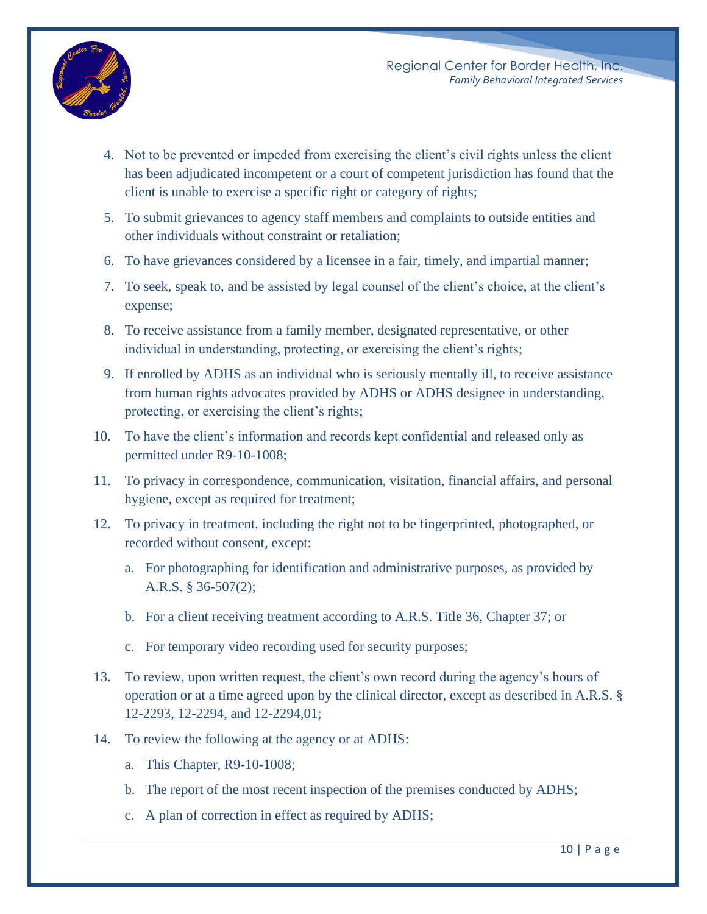4. Not to be prevented or impeded from exercising the client's civil rights unless the client has been adjudicated incompetent or a court of competent jurisdiction has found that the client is unable to exercise a specific right or category of rights;
5. To submit grievances to agency staff members and complaints to outside entities and other individuals without constraint or retaliation;
6. To have grievances considered by a licensee in a fair, timely, and impartial manner;
7. To seek, speak to, and be assisted by legal counsel of the client's choice, at the client's expense;
8. To receive assistance from a family member, designated representative, or other individual in understanding, protecting, or exercising the client's rights;
9. If enrolled by ADHS as an individual who is seriously mentally ill, to receive assistance from human rights advocates provided by ADHS or ADHS designee in understanding, protecting, or exercising the client's rights;
10. To have the client's information and records kept confidential and released only as permitted under R9-10-1008;
11. To privacy in correspondence, communication, visitation, financial affairs, and personal hygiene, except as required for treatment;
12. To privacy in treatment, including the right not to be fingerprinted, photographed, or recorded without consent, except:
    a. For photographing for identification and administrative purposes, as provided by A.R.S. § 36-507(2);
    b. For a client receiving treatment according to A.R.S. Title 36, Chapter 37; or
    c. For temporary video recording used for security purposes;
13. To review, upon written request, the client's own record during the agency's hours of operation or at a time agreed upon by the clinical director, except as described in A.R.S. § 12-2293, 12-2294, and 12-2294,01;
14. To review the following at the agency or at ADHS:
    a. This Chapter, R9-10-1008;
    b. The report of the most recent inspection of the premises conducted by ADHS;
    c. A plan of correction in effect as required by ADHS;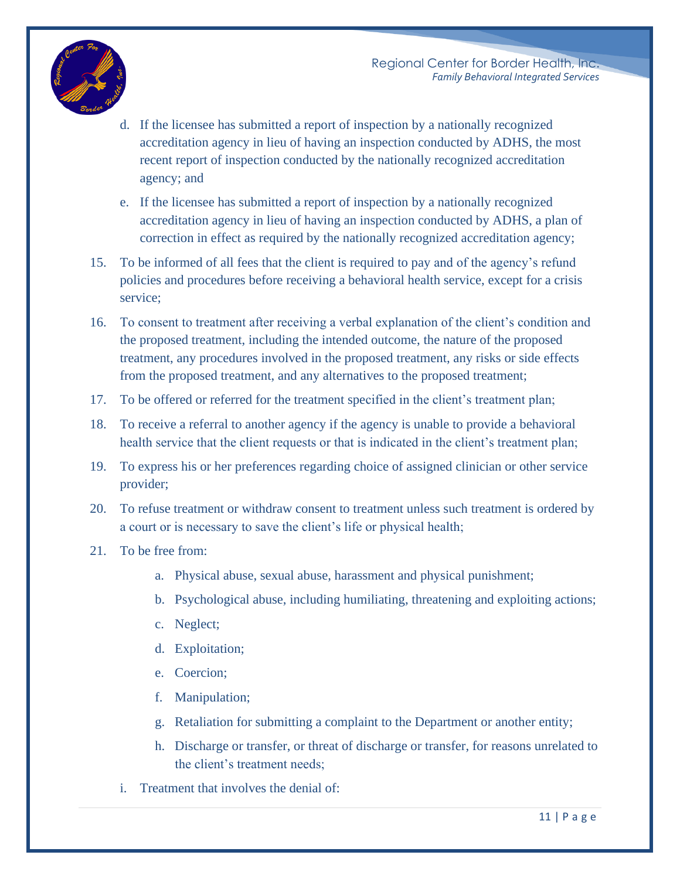d. If the licensee has submitted a report of inspection by a nationally recognized accreditation agency in lieu of having an inspection conducted by ADHS, the most recent report of inspection conducted by the nationally recognized accreditation agency; and

   e. If the licensee has submitted a report of inspection by a nationally recognized accreditation agency in lieu of having an inspection conducted by ADHS, a plan of correction in effect as required by the nationally recognized accreditation agency;

15. To be informed of all fees that the client is required to pay and of the agency's refund policies and procedures before receiving a behavioral health service, except for a crisis service;

16. To consent to treatment after receiving a verbal explanation of the client's condition and the proposed treatment, including the intended outcome, the nature of the proposed treatment, any procedures involved in the proposed treatment, any risks or side effects from the proposed treatment, and any alternatives to the proposed treatment;

17. To be offered or referred for the treatment specified in the client's treatment plan;

18. To receive a referral to another agency if the agency is unable to provide a behavioral health service that the client requests or that is indicated in the client's treatment plan;

19. To express his or her preferences regarding choice of assigned clinician or other service provider;

20. To refuse treatment or withdraw consent to treatment unless such treatment is ordered by a court or is necessary to save the client's life or physical health;

21. To be free from:

    a. Physical abuse, sexual abuse, harassment and physical punishment;

    b. Psychological abuse, including humiliating, threatening and exploiting actions;

    c. Neglect;

    d. Exploitation;

    e. Coercion;

    f. Manipulation;

    g. Retaliation for submitting a complaint to the Department or another entity;

    h. Discharge or transfer, or threat of discharge or transfer, for reasons unrelated to the client's treatment needs;

   i. Treatment that involves the denial of: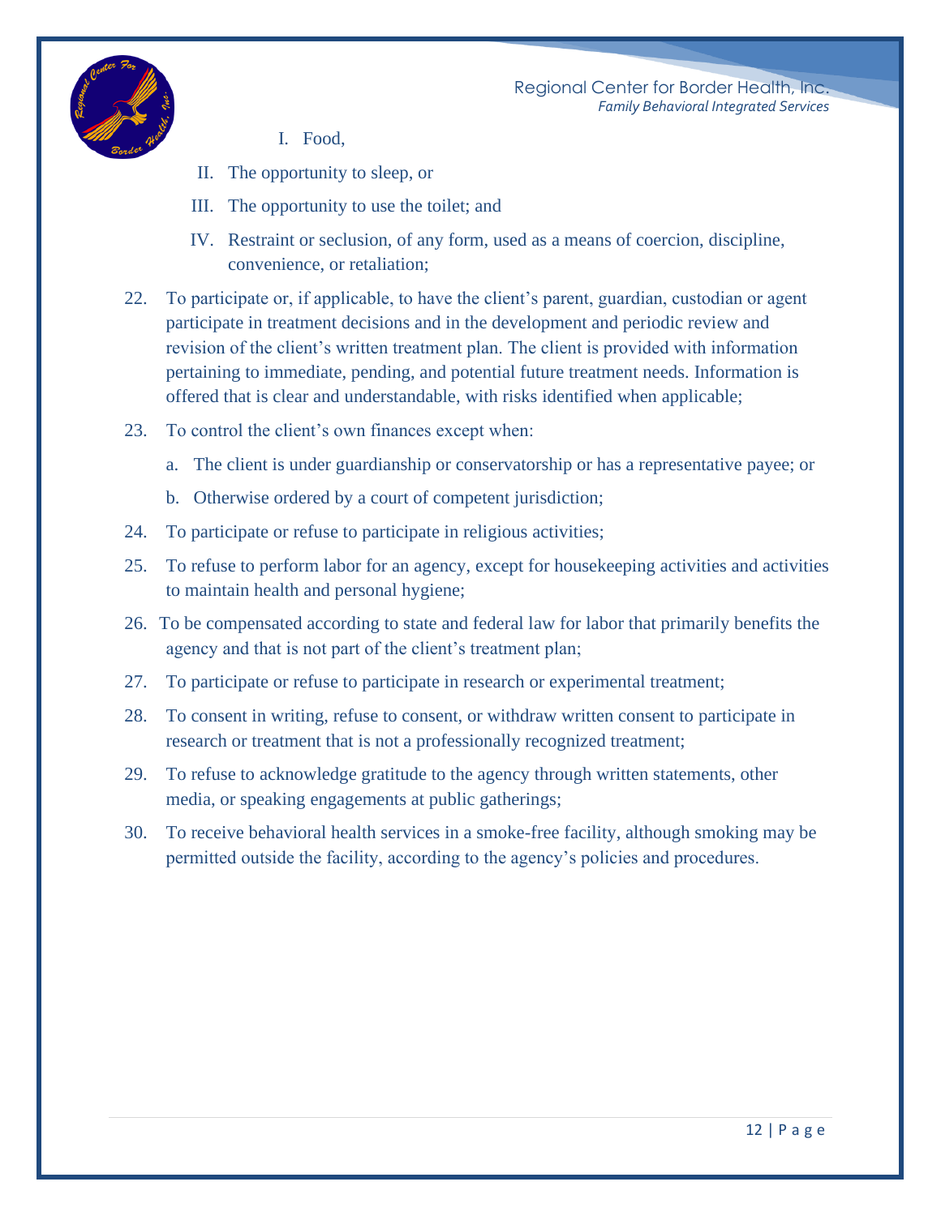I. Food,

II. The opportunity to sleep, or

III. The opportunity to use the toilet; and

IV. Restraint or seclusion, of any form, used as a means of coercion, discipline, convenience, or retaliation;

22. To participate or, if applicable, to have the client's parent, guardian, custodian or agent participate in treatment decisions and in the development and periodic review and revision of the client's written treatment plan. The client is provided with information pertaining to immediate, pending, and potential future treatment needs. Information is offered that is clear and understandable, with risks identified when applicable;
23. To control the client's own finances except when:
    a. The client is under guardianship or conservatorship or has a representative payee; or
    b. Otherwise ordered by a court of competent jurisdiction;
24. To participate or refuse to participate in religious activities;
25. To refuse to perform labor for an agency, except for housekeeping activities and activities to maintain health and personal hygiene;
26. To be compensated according to state and federal law for labor that primarily benefits the agency and that is not part of the client's treatment plan;
27. To participate or refuse to participate in research or experimental treatment;
28. To consent in writing, refuse to consent, or withdraw written consent to participate in research or treatment that is not a professionally recognized treatment;
29. To refuse to acknowledge gratitude to the agency through written statements, other media, or speaking engagements at public gatherings;
30. To receive behavioral health services in a smoke-free facility, although smoking may be permitted outside the facility, according to the agency's policies and procedures.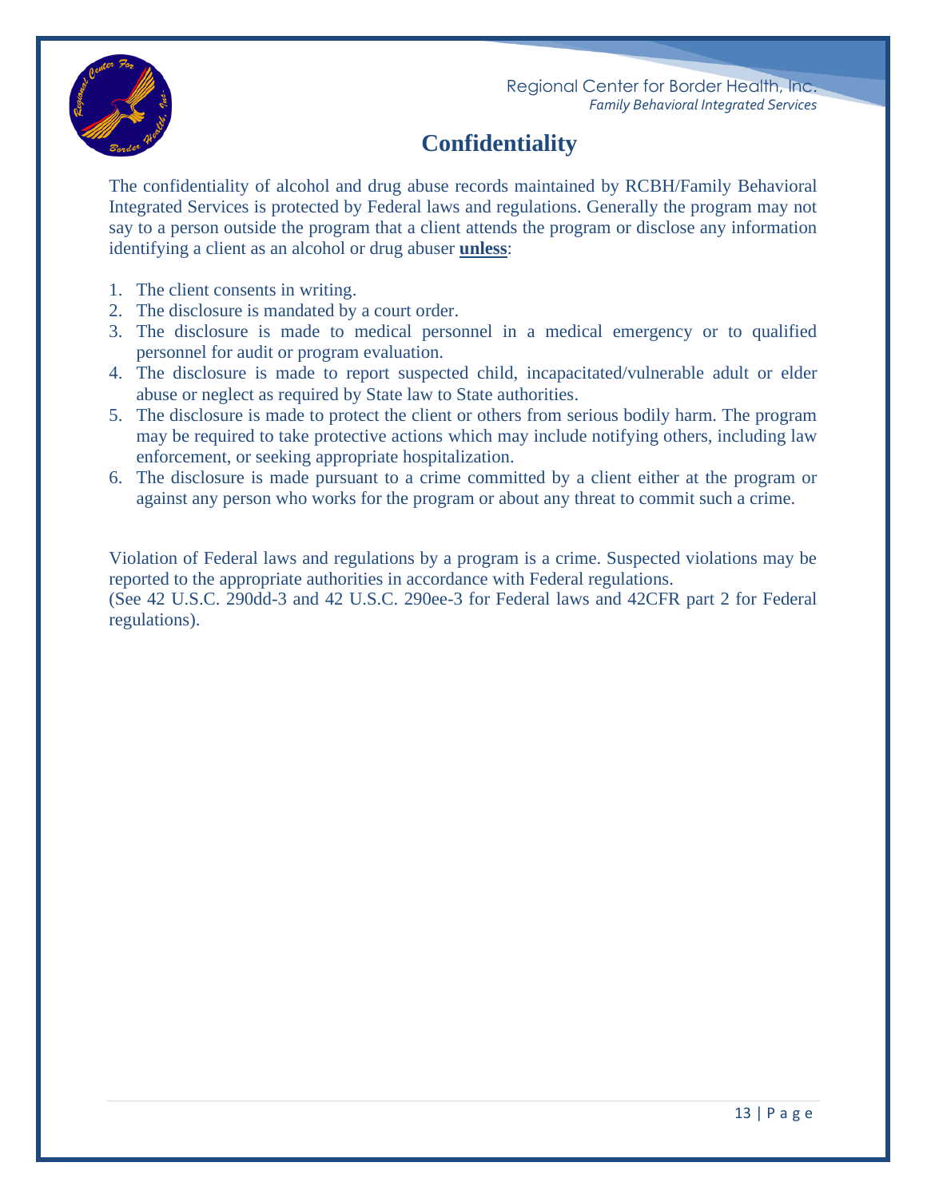# Confidentiality

The confidentiality of alcohol and drug abuse records maintained by RCBH/Family Behavioral Integrated Services is protected by Federal laws and regulations. Generally the program may not say to a person outside the program that a client attends the program or disclose any information identifying a client as an alcohol or drug abuser **unless**:

1. The client consents in writing.
2. The disclosure is mandated by a court order.
3. The disclosure is made to medical personnel in a medical emergency or to qualified personnel for audit or program evaluation.
4. The disclosure is made to report suspected child, incapacitated/vulnerable adult or elder abuse or neglect as required by State law to State authorities.
5. The disclosure is made to protect the client or others from serious bodily harm. The program may be required to take protective actions which may include notifying others, including law enforcement, or seeking appropriate hospitalization.
6. The disclosure is made pursuant to a crime committed by a client either at the program or against any person who works for the program or about any threat to commit such a crime.

Violation of Federal laws and regulations by a program is a crime. Suspected violations may be reported to the appropriate authorities in accordance with Federal regulations.
(See 42 U.S.C. 290dd-3 and 42 U.S.C. 290ee-3 for Federal laws and 42CFR part 2 for Federal regulations).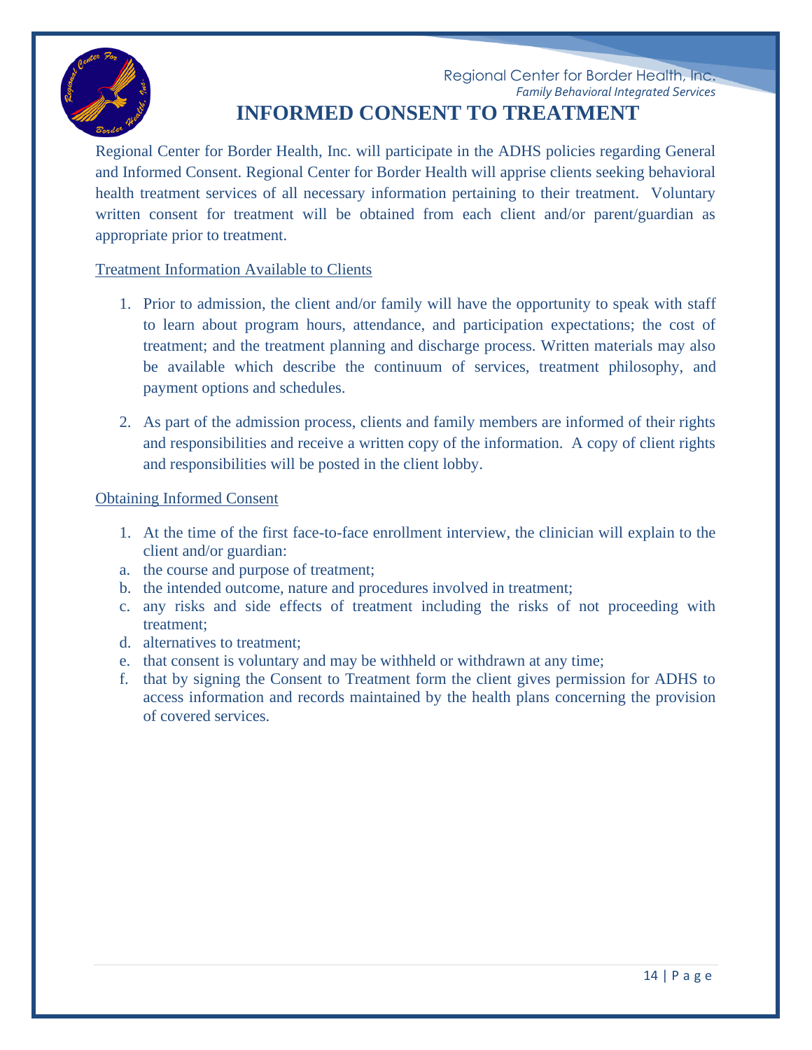# INFORMED CONSENT TO TREATMENT

Regional Center for Border Health, Inc. will participate in the ADHS policies regarding General and Informed Consent. Regional Center for Border Health will apprise clients seeking behavioral health treatment services of all necessary information pertaining to their treatment. Voluntary written consent for treatment will be obtained from each client and/or parent/guardian as appropriate prior to treatment.

<u>Treatment Information Available to Clients</u>

1. Prior to admission, the client and/or family will have the opportunity to speak with staff to learn about program hours, attendance, and participation expectations; the cost of treatment; and the treatment planning and discharge process. Written materials may also be available which describe the continuum of services, treatment philosophy, and payment options and schedules.

2. As part of the admission process, clients and family members are informed of their rights and responsibilities and receive a written copy of the information. A copy of client rights and responsibilities will be posted in the client lobby.

<u>Obtaining Informed Consent</u>

1. At the time of the first face-to-face enrollment interview, the clinician will explain to the client and/or guardian:

a. the course and purpose of treatment;
b. the intended outcome, nature and procedures involved in treatment;
c. any risks and side effects of treatment including the risks of not proceeding with treatment;
d. alternatives to treatment;
e. that consent is voluntary and may be withheld or withdrawn at any time;
f. that by signing the Consent to Treatment form the client gives permission for ADHS to access information and records maintained by the health plans concerning the provision of covered services.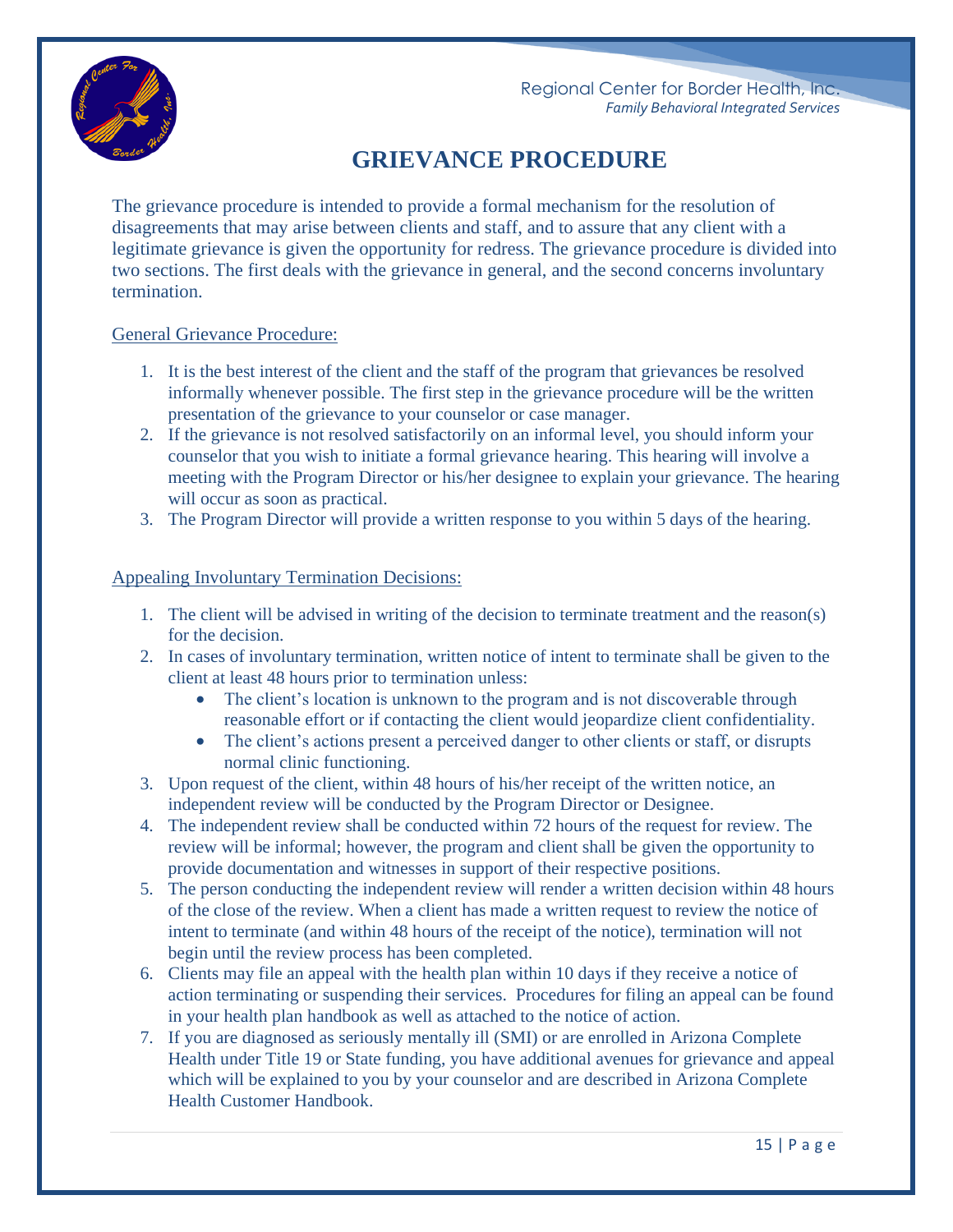# GRIEVANCE PROCEDURE

The grievance procedure is intended to provide a formal mechanism for the resolution of disagreements that may arise between clients and staff, and to assure that any client with a legitimate grievance is given the opportunity for redress. The grievance procedure is divided into two sections. The first deals with the grievance in general, and the second concerns involuntary termination.

## General Grievance Procedure:

1. It is the best interest of the client and the staff of the program that grievances be resolved informally whenever possible. The first step in the grievance procedure will be the written presentation of the grievance to your counselor or case manager.
2. If the grievance is not resolved satisfactorily on an informal level, you should inform your counselor that you wish to initiate a formal grievance hearing. This hearing will involve a meeting with the Program Director or his/her designee to explain your grievance. The hearing will occur as soon as practical.
3. The Program Director will provide a written response to you within 5 days of the hearing.

## Appealing Involuntary Termination Decisions:

1. The client will be advised in writing of the decision to terminate treatment and the reason(s) for the decision.
2. In cases of involuntary termination, written notice of intent to terminate shall be given to the client at least 48 hours prior to termination unless:
   - The client's location is unknown to the program and is not discoverable through reasonable effort or if contacting the client would jeopardize client confidentiality.
   - The client's actions present a perceived danger to other clients or staff, or disrupts normal clinic functioning.
3. Upon request of the client, within 48 hours of his/her receipt of the written notice, an independent review will be conducted by the Program Director or Designee.
4. The independent review shall be conducted within 72 hours of the request for review. The review will be informal; however, the program and client shall be given the opportunity to provide documentation and witnesses in support of their respective positions.
5. The person conducting the independent review will render a written decision within 48 hours of the close of the review. When a client has made a written request to review the notice of intent to terminate (and within 48 hours of the receipt of the notice), termination will not begin until the review process has been completed.
6. Clients may file an appeal with the health plan within 10 days if they receive a notice of action terminating or suspending their services. Procedures for filing an appeal can be found in your health plan handbook as well as attached to the notice of action.
7. If you are diagnosed as seriously mentally ill (SMI) or are enrolled in Arizona Complete Health under Title 19 or State funding, you have additional avenues for grievance and appeal which will be explained to you by your counselor and are described in Arizona Complete Health Customer Handbook.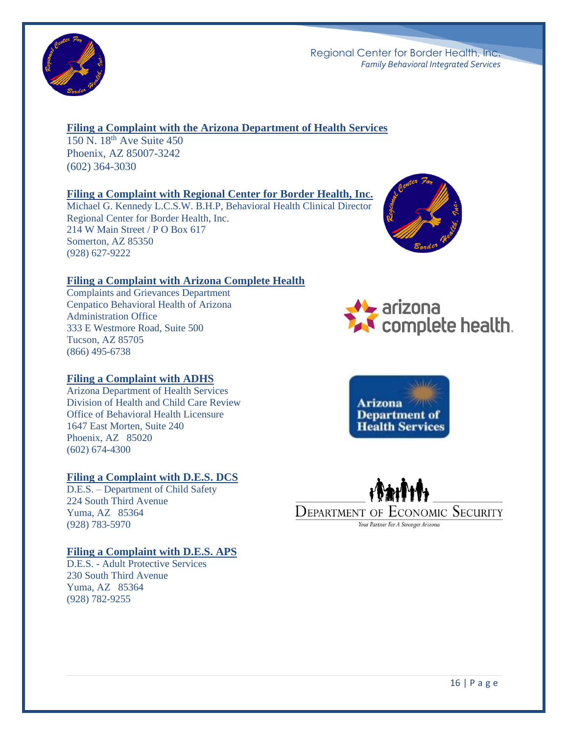## Filing a Complaint with the Arizona Department of Health Services

150 N. 18th Ave Suite 450
Phoenix, AZ 85007-3242
(602) 364-3030

## Filing a Complaint with Regional Center for Border Health, Inc.

Michael G. Kennedy L.C.S.W. B.H.P, Behavioral Health Clinical Director
Regional Center for Border Health, Inc.
214 W Main Street / P O Box 617
Somerton, AZ 85350
(928) 627-9222

## Filing a Complaint with Arizona Complete Health

Complaints and Grievances Department
Cenpatico Behavioral Health of Arizona
Administration Office
333 E Westmore Road, Suite 500
Tucson, AZ 85705
(866) 495-6738

## Filing a Complaint with ADHS

Arizona Department of Health Services
Division of Health and Child Care Review
Office of Behavioral Health Licensure
1647 East Morten, Suite 240
Phoenix, AZ 85020
(602) 674-4300

## Filing a Complaint with D.E.S. DCS

D.E.S. – Department of Child Safety
224 South Third Avenue
Yuma, AZ 85364
(928) 783-5970

## Filing a Complaint with D.E.S. APS

D.E.S. - Adult Protective Services
230 South Third Avenue
Yuma, AZ 85364
(928) 782-9255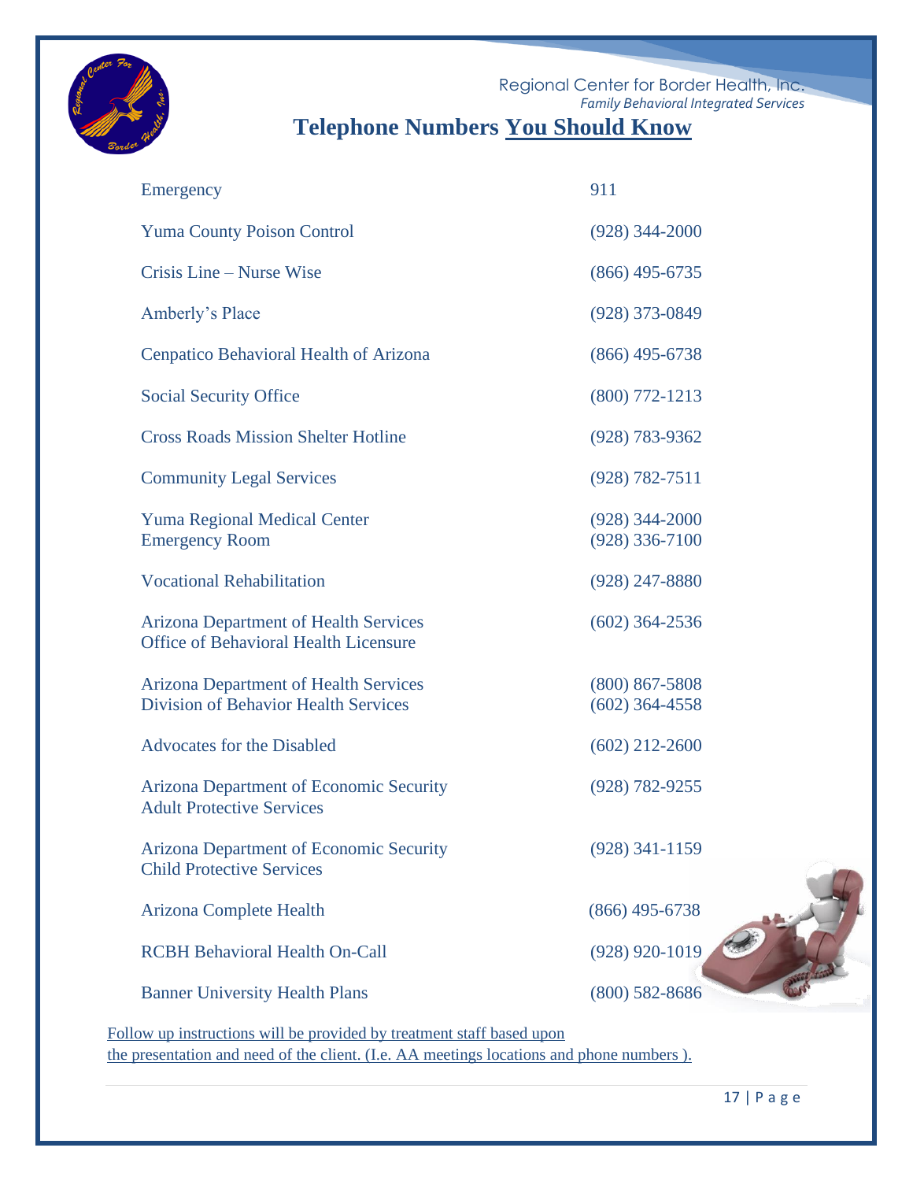Regional Center for Border Health, Inc.
*Family Behavioral Integrated Services*

# Telephone Numbers You Should Know

| | |
|---|---|
| Emergency | 911 |
| Yuma County Poison Control | (928) 344-2000 |
| Crisis Line – Nurse Wise | (866) 495-6735 |
| Amberly's Place | (928) 373-0849 |
| Cenpatico Behavioral Health of Arizona | (866) 495-6738 |
| Social Security Office | (800) 772-1213 |
| Cross Roads Mission Shelter Hotline | (928) 783-9362 |
| Community Legal Services | (928) 782-7511 |
| Yuma Regional Medical Center<br>Emergency Room | (928) 344-2000<br>(928) 336-7100 |
| Vocational Rehabilitation | (928) 247-8880 |
| Arizona Department of Health Services<br>Office of Behavioral Health Licensure | (602) 364-2536 |
| Arizona Department of Health Services<br>Division of Behavior Health Services | (800) 867-5808<br>(602) 364-4558 |
| Advocates for the Disabled | (602) 212-2600 |
| Arizona Department of Economic Security<br>Adult Protective Services | (928) 782-9255 |
| Arizona Department of Economic Security<br>Child Protective Services | (928) 341-1159 |
| Arizona Complete Health | (866) 495-6738 |
| RCBH Behavioral Health On-Call | (928) 920-1019 |
| Banner University Health Plans | (800) 582-8686 |

Follow up instructions will be provided by treatment staff based upon the presentation and need of the client. (I.e. AA meetings locations and phone numbers ).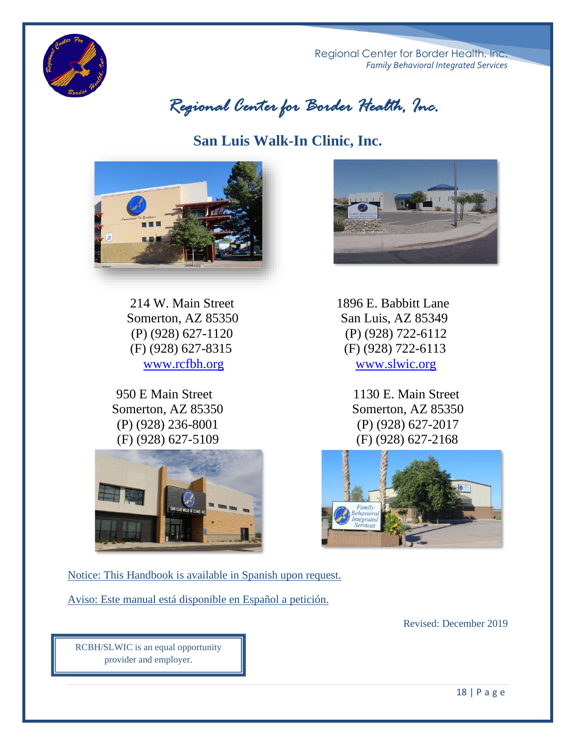# Regional Center for Border Health, Inc.

## San Luis Walk-In Clinic, Inc.

214 W. Main Street
Somerton, AZ 85350
(P) (928) 627-1120
(F) (928) 627-8315
www.rcfbh.org

1896 E. Babbitt Lane
San Luis, AZ 85349
(P) (928) 722-6112
(F) (928) 722-6113
www.slwic.org

950 E Main Street
Somerton, AZ 85350
(P) (928) 236-8001
(F) (928) 627-5109

1130 E. Main Street
Somerton, AZ 85350
(P) (928) 627-2017
(F) (928) 627-2168

Notice: This Handbook is available in Spanish upon request.

Aviso: Este manual está disponible en Español a petición.

Revised: December 2019

RCBH/SLWIC is an equal opportunity provider and employer.